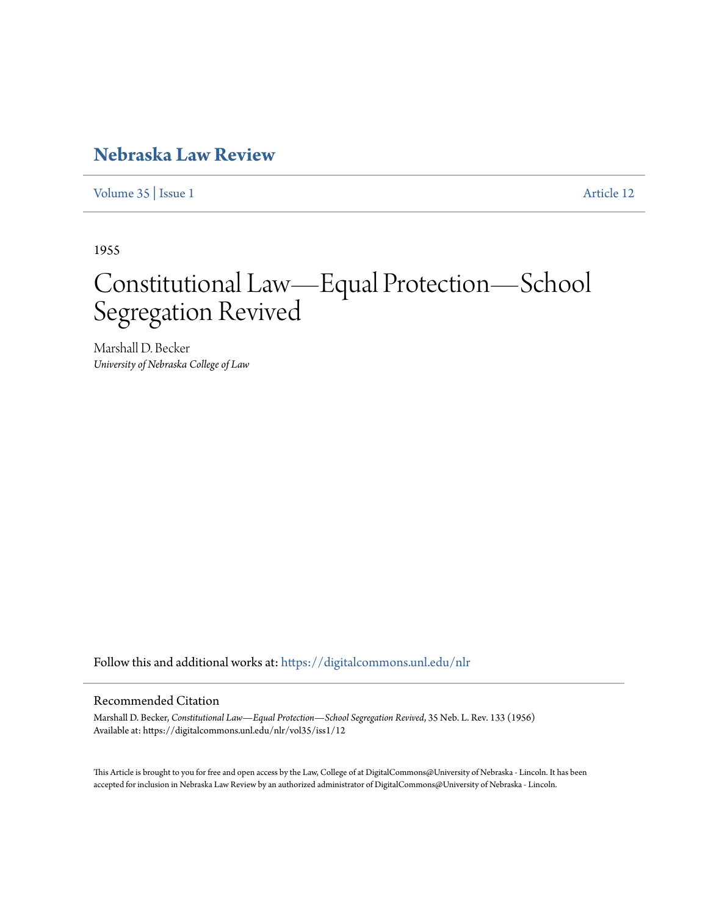# Nebraska Law Review

Volume 35 | Issue 1 | Article 12

1955

# Constitutional Law—Equal Protection—School Segregation Revived

Marshall D. Becker
*University of Nebraska College of Law*

Follow this and additional works at: https://digitalcommons.unl.edu/nlr

## Recommended Citation

Marshall D. Becker, *Constitutional Law—Equal Protection—School Segregation Revived*, 35 Neb. L. Rev. 133 (1956)
Available at: https://digitalcommons.unl.edu/nlr/vol35/iss1/12

This Article is brought to you for free and open access by the Law, College of at DigitalCommons@University of Nebraska - Lincoln. It has been accepted for inclusion in Nebraska Law Review by an authorized administrator of DigitalCommons@University of Nebraska - Lincoln.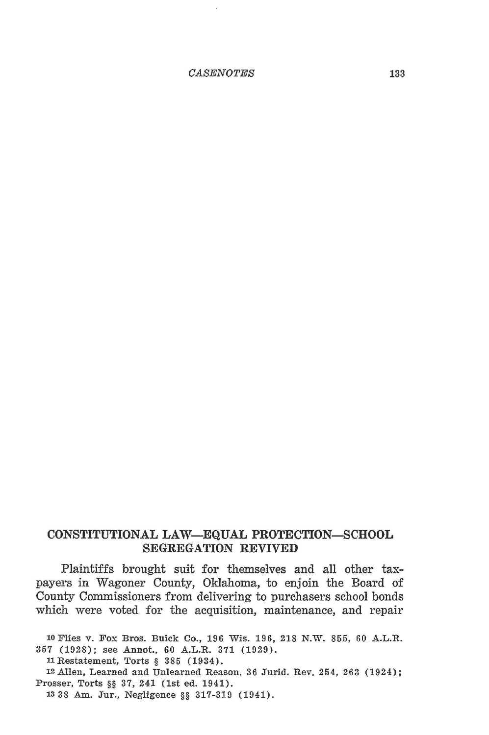## CONSTITUTIONAL LAW—EQUAL PROTECTION—SCHOOL SEGREGATION REVIVED

Plaintiffs brought suit for themselves and all other taxpayers in Wagoner County, Oklahoma, to enjoin the Board of County Commissioners from delivering to purchasers school bonds which were voted for the acquisition, maintenance, and repair

---

[10] Flies v. Fox Bros. Buick Co., 196 Wis. 196, 218 N.W. 855, 60 A.L.R. 357 (1928); see Annot., 60 A.L.R. 371 (1929).

[11] Restatement, Torts § 385 (1934).

[12] Allen, Learned and Unlearned Reason, 36 Jurid. Rev. 254, 263 (1924); Prosser, Torts §§ 37, 241 (1st ed. 1941).

[13] 38 Am. Jur., Negligence §§ 317-319 (1941).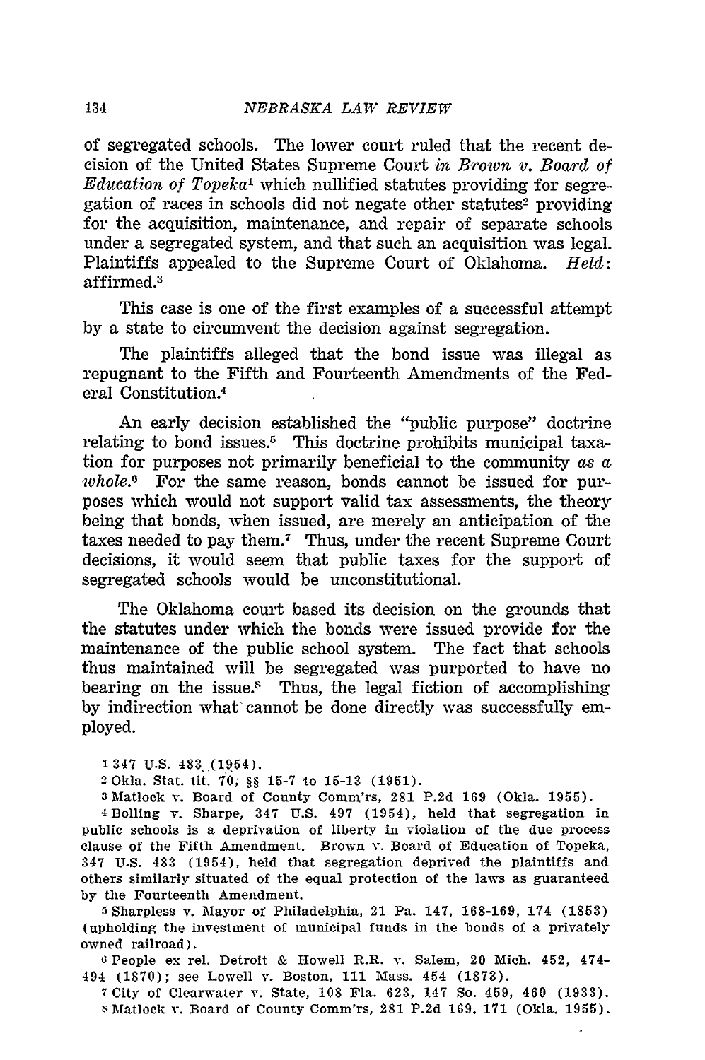of segregated schools. The lower court ruled that the recent decision of the United States Supreme Court *in Brown v. Board of Education of Topeka*[1] which nullified statutes providing for segregation of races in schools did not negate other statutes[2] providing for the acquisition, maintenance, and repair of separate schools under a segregated system, and that such an acquisition was legal. Plaintiffs appealed to the Supreme Court of Oklahoma. *Held:* affirmed.[3]

This case is one of the first examples of a successful attempt by a state to circumvent the decision against segregation.

The plaintiffs alleged that the bond issue was illegal as repugnant to the Fifth and Fourteenth Amendments of the Federal Constitution.[4]

An early decision established the "public purpose" doctrine relating to bond issues.[5] This doctrine prohibits municipal taxation for purposes not primarily beneficial to the community *as a whole*.[6] For the same reason, bonds cannot be issued for purposes which would not support valid tax assessments, the theory being that bonds, when issued, are merely an anticipation of the taxes needed to pay them.[7] Thus, under the recent Supreme Court decisions, it would seem that public taxes for the support of segregated schools would be unconstitutional.

The Oklahoma court based its decision on the grounds that the statutes under which the bonds were issued provide for the maintenance of the public school system. The fact that schools thus maintained will be segregated was purported to have no bearing on the issue.[8] Thus, the legal fiction of accomplishing by indirection what cannot be done directly was successfully employed.

[1] 347 U.S. 483 (1954).

[2] Okla. Stat. tit. 70, §§ 15-7 to 15-13 (1951).

[3] Matlock v. Board of County Comm'rs, 281 P.2d 169 (Okla. 1955).

[4] Bolling v. Sharpe, 347 U.S. 497 (1954), held that segregation in public schools is a deprivation of liberty in violation of the due process clause of the Fifth Amendment. Brown v. Board of Education of Topeka, 347 U.S. 483 (1954), held that segregation deprived the plaintiffs and others similarly situated of the equal protection of the laws as guaranteed by the Fourteenth Amendment.

[5] Sharpless v. Mayor of Philadelphia, 21 Pa. 147, 168-169, 174 (1853) (upholding the investment of municipal funds in the bonds of a privately owned railroad).

[6] People ex rel. Detroit & Howell R.R. v. Salem, 20 Mich. 452, 474-494 (1870); see Lowell v. Boston, 111 Mass. 454 (1873).

[7] City of Clearwater v. State, 108 Fla. 623, 147 So. 459, 460 (1933).

[8] Matlock v. Board of County Comm'rs, 281 P.2d 169, 171 (Okla. 1955).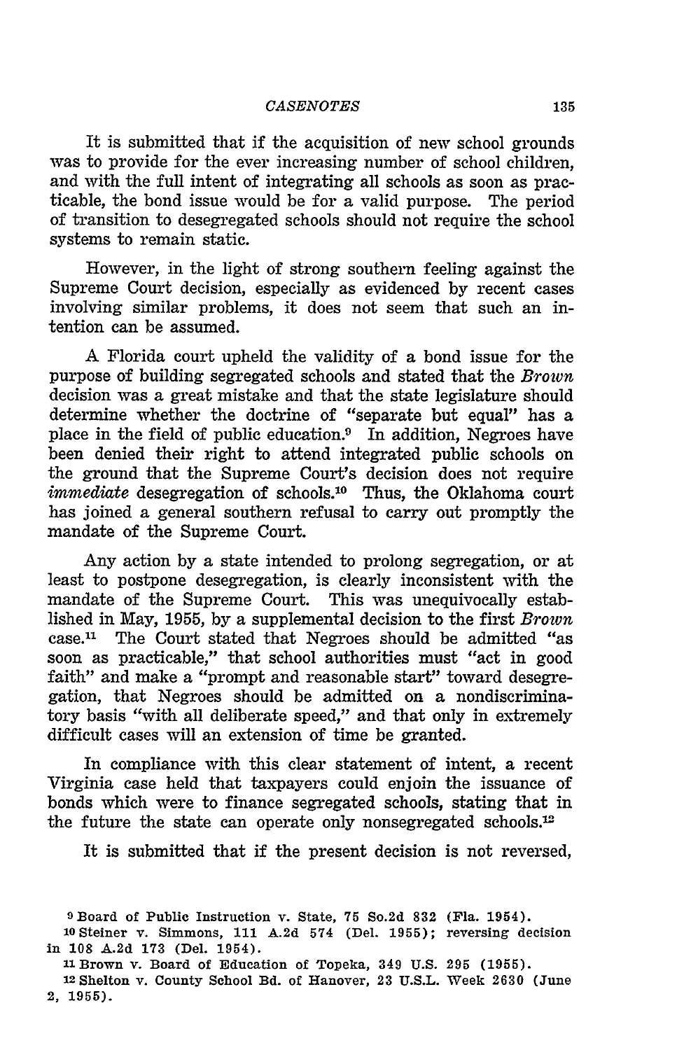It is submitted that if the acquisition of new school grounds was to provide for the ever increasing number of school children, and with the full intent of integrating all schools as soon as practicable, the bond issue would be for a valid purpose. The period of transition to desegregated schools should not require the school systems to remain static.

However, in the light of strong southern feeling against the Supreme Court decision, especially as evidenced by recent cases involving similar problems, it does not seem that such an intention can be assumed.

A Florida court upheld the validity of a bond issue for the purpose of building segregated schools and stated that the *Brown* decision was a great mistake and that the state legislature should determine whether the doctrine of "separate but equal" has a place in the field of public education.[9] In addition, Negroes have been denied their right to attend integrated public schools on the ground that the Supreme Court's decision does not require *immediate* desegregation of schools.[10] Thus, the Oklahoma court has joined a general southern refusal to carry out promptly the mandate of the Supreme Court.

Any action by a state intended to prolong segregation, or at least to postpone desegregation, is clearly inconsistent with the mandate of the Supreme Court. This was unequivocally established in May, 1955, by a supplemental decision to the first *Brown* case.[11] The Court stated that Negroes should be admitted "as soon as practicable," that school authorities must "act in good faith" and make a "prompt and reasonable start" toward desegregation, that Negroes should be admitted on a nondiscriminatory basis "with all deliberate speed," and that only in extremely difficult cases will an extension of time be granted.

In compliance with this clear statement of intent, a recent Virginia case held that taxpayers could enjoin the issuance of bonds which were to finance segregated schools, stating that in the future the state can operate only nonsegregated schools.[12]

It is submitted that if the present decision is not reversed,

---

[9] Board of Public Instruction v. State, 75 So.2d 832 (Fla. 1954).

[10] Steiner v. Simmons, 111 A.2d 574 (Del. 1955); reversing decision in 108 A.2d 173 (Del. 1954).

[11] Brown v. Board of Education of Topeka, 349 U.S. 295 (1955).

[12] Shelton v. County School Bd. of Hanover, 23 U.S.L. Week 2630 (June 2, 1955).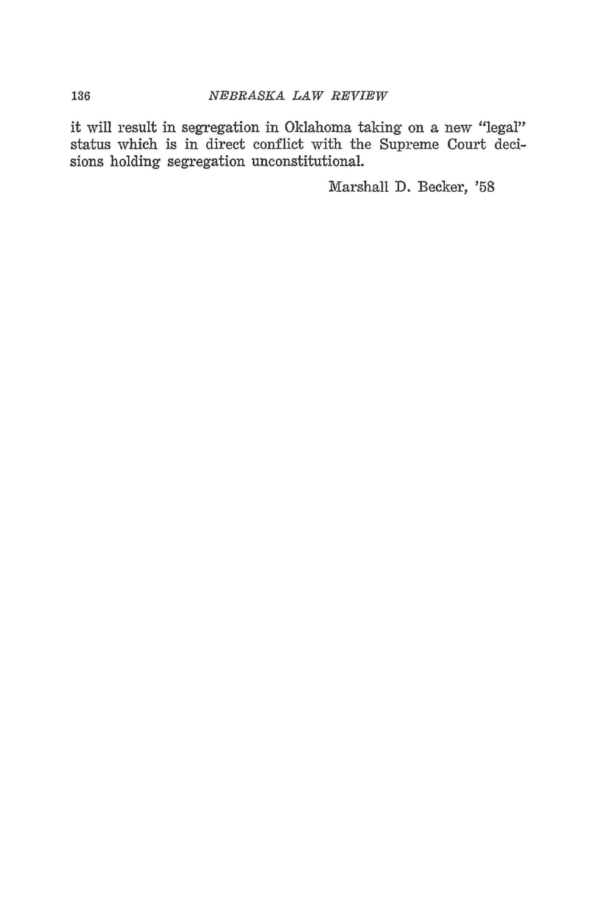it will result in segregation in Oklahoma taking on a new "legal" status which is in direct conflict with the Supreme Court decisions holding segregation unconstitutional.

Marshall D. Becker, '58